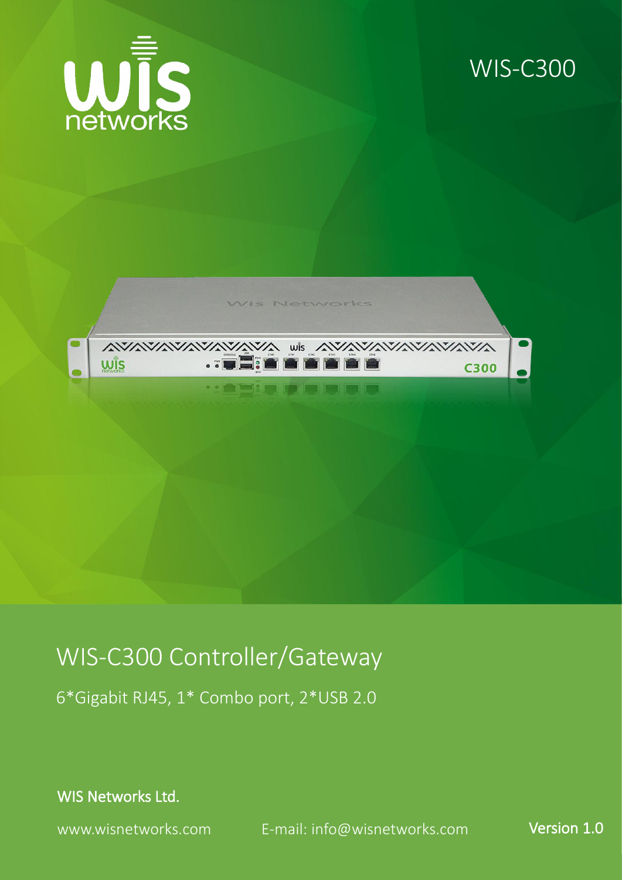WIS-C300

# WIS-C300 Controller/Gateway

6*Gigabit RJ45, 1* Combo port, 2*USB 2.0

**WIS Networks Ltd.**

www.wisnetworks.com E-mail: info@wisnetworks.com **Version 1.0**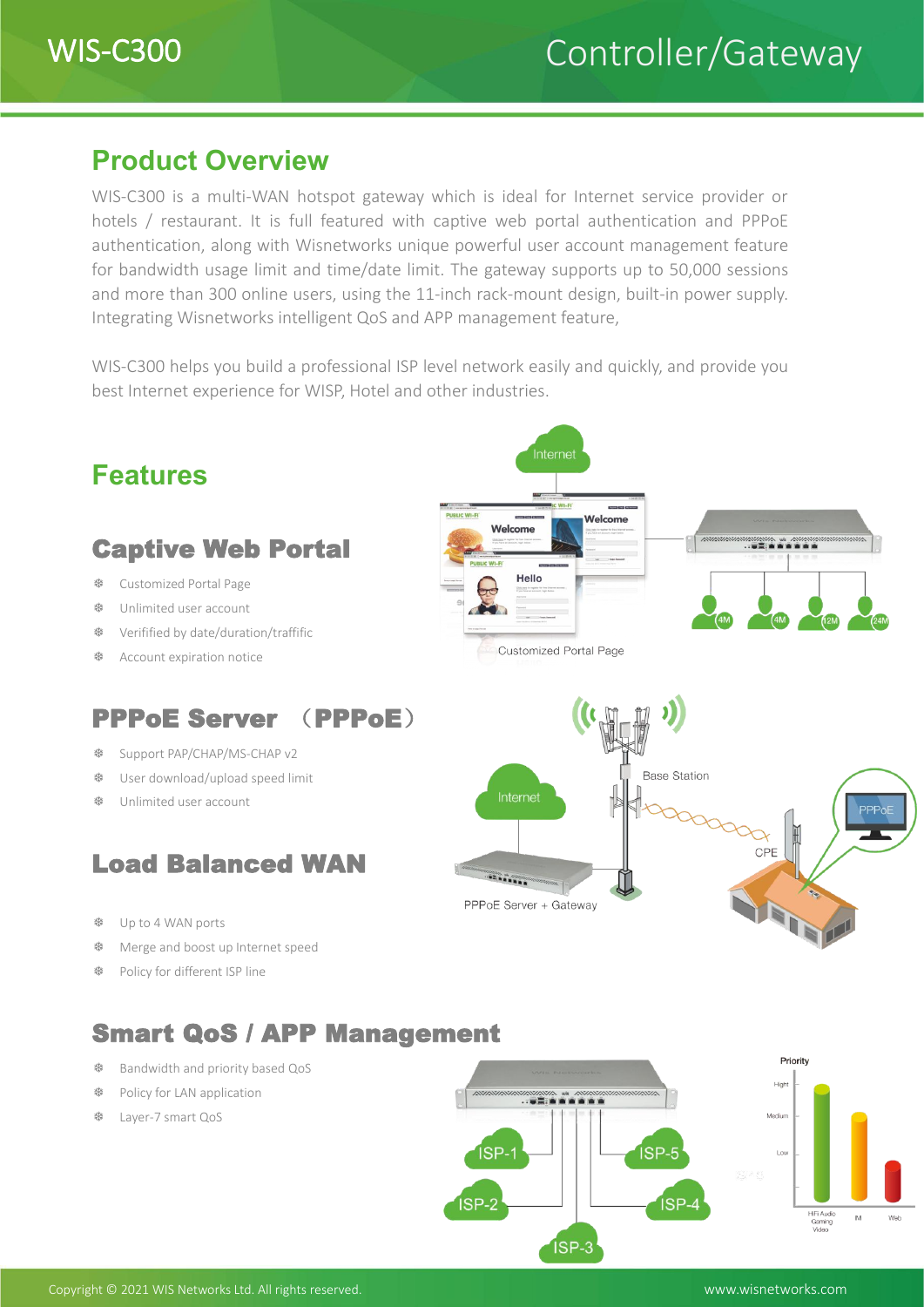# WIS-C300 Controller/Gateway

## Product Overview

WIS-C300 is a multi-WAN hotspot gateway which is ideal for Internet service provider or hotels / restaurant. It is full featured with captive web portal authentication and PPPoE authentication, along with Wisnetworks unique powerful user account management feature for bandwidth usage limit and time/date limit. The gateway supports up to 50,000 sessions and more than 300 online users, using the 11-inch rack-mount design, built-in power supply. Integrating Wisnetworks intelligent QoS and APP management feature,

WIS-C300 helps you build a professional ISP level network easily and quickly, and provide you best Internet experience for WISP, Hotel and other industries.

## Features

### Captive Web Portal

- Customized Portal Page
- Unlimited user account
- Verified by date/duration/traffific
- Account expiration notice

Customized Portal Page

### PPPoE Server （PPPoE）

- Support PAP/CHAP/MS-CHAP v2
- User download/upload speed limit
- Unlimited user account

### Load Balanced WAN

- Up to 4 WAN ports
- Merge and boost up Internet speed
- Policy for different ISP line

### Smart QoS / APP Management

- Bandwidth and priority based QoS
- Policy for LAN application
- Layer-7 smart QoS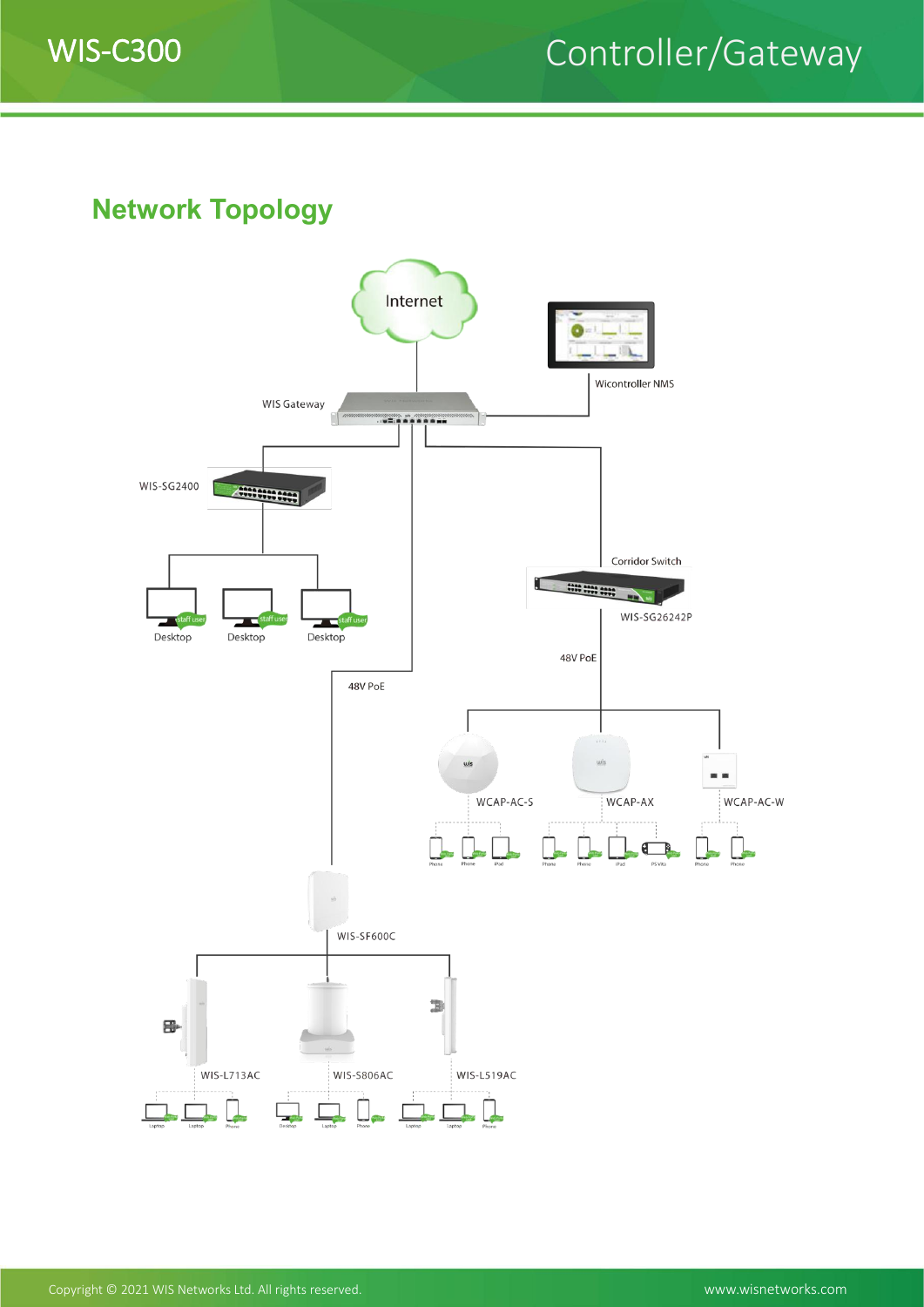## Network Topology

Internet

Wicontroller NMS

WIS Gateway

WIS-SG2400

Desktop Desktop Desktop

Corridor Switch

WIS-SG26242P

48V PoE

48V PoE

WCAP-AC-S WCAP-AX WCAP-AC-W

WIS-SF600C

WIS-L713AC WIS-S806AC WIS-L519AC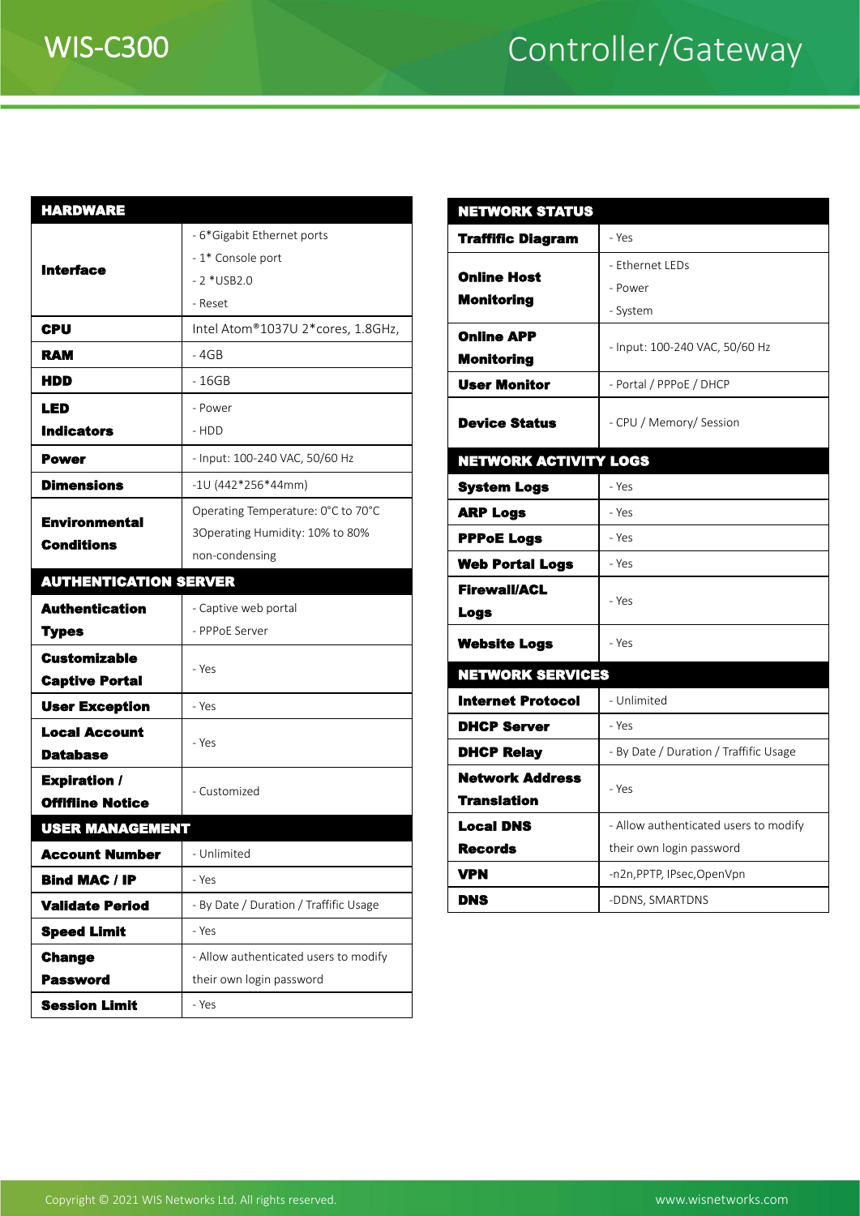# WIS-C300 Controller/Gateway

| HARDWARE | |
|---|---|
| **Interface** | - 6*Gigabit Ethernet ports<br>- 1* Console port<br>- 2 *USB2.0<br>- Reset |
| **CPU** | Intel Atom®1037U 2*cores, 1.8GHz, |
| **RAM** | - 4GB |
| **HDD** | - 16GB |
| **LED Indicators** | - Power<br>- HDD |
| **Power** | - Input: 100-240 VAC, 50/60 Hz |
| **Dimensions** | -1U (442*256*44mm) |
| **Environmental Conditions** | Operating Temperature: 0°C to 70°C<br>3Operating Humidity: 10% to 80% non-condensing |
| **AUTHENTICATION SERVER** | |
| **Authentication Types** | - Captive web portal<br>- PPPoE Server |
| **Customizable Captive Portal** | - Yes |
| **User Exception** | - Yes |
| **Local Account Database** | - Yes |
| **Expiration / Offline Notice** | - Customized |
| **USER MANAGEMENT** | |
| **Account Number** | - Unlimited |
| **Bind MAC / IP** | - Yes |
| **Validate Period** | - By Date / Duration / Traffific Usage |
| **Speed Limit** | - Yes |
| **Change Password** | - Allow authenticated users to modify their own login password |
| **Session Limit** | - Yes |

| NETWORK STATUS | |
|---|---|
| **Traffific Diagram** | - Yes |
| **Online Host Monitoring** | - Ethernet LEDs<br>- Power<br>- System |
| **Online APP Monitoring** | - Input: 100-240 VAC, 50/60 Hz |
| **User Monitor** | - Portal / PPPoE / DHCP |
| **Device Status** | - CPU / Memory/ Session |
| **NETWORK ACTIVITY LOGS** | |
| **System Logs** | - Yes |
| **ARP Logs** | - Yes |
| **PPPoE Logs** | - Yes |
| **Web Portal Logs** | - Yes |
| **Firewall/ACL Logs** | - Yes |
| **Website Logs** | - Yes |
| **NETWORK SERVICES** | |
| **Internet Protocol** | - Unlimited |
| **DHCP Server** | - Yes |
| **DHCP Relay** | - By Date / Duration / Traffific Usage |
| **Network Address Translation** | - Yes |
| **Local DNS Records** | - Allow authenticated users to modify their own login password |
| **VPN** | -n2n,PPTP, IPsec,OpenVpn |
| **DNS** | -DDNS, SMARTDNS |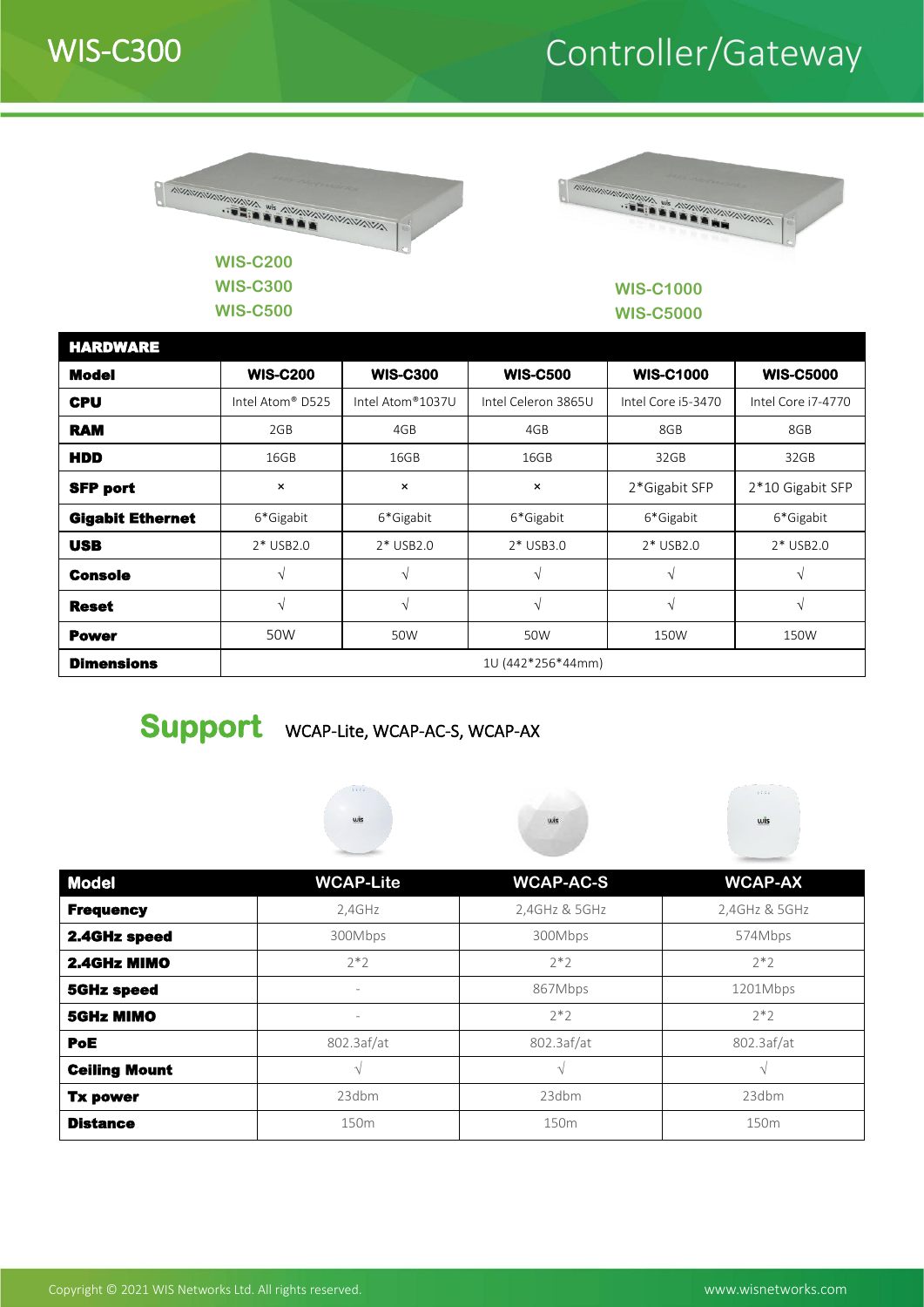# WIS-C300

## Controller/Gateway

WIS-C200
WIS-C300
WIS-C500

WIS-C1000
WIS-C5000

| HARDWARE | | | | | |
|---|---|---|---|---|---|
| **Model** | **WIS-C200** | **WIS-C300** | **WIS-C500** | **WIS-C1000** | **WIS-C5000** |
| **CPU** | Intel Atom® D525 | Intel Atom®1037U | Intel Celeron 3865U | Intel Core i5-3470 | Intel Core i7-4770 |
| **RAM** | 2GB | 4GB | 4GB | 8GB | 8GB |
| **HDD** | 16GB | 16GB | 16GB | 32GB | 32GB |
| **SFP port** | × | × | × | 2*Gigabit SFP | 2*10 Gigabit SFP |
| **Gigabit Ethernet** | 6*Gigabit | 6*Gigabit | 6*Gigabit | 6*Gigabit | 6*Gigabit |
| **USB** | 2* USB2.0 | 2* USB2.0 | 2* USB3.0 | 2* USB2.0 | 2* USB2.0 |
| **Console** | √ | √ | √ | √ | √ |
| **Reset** | √ | √ | √ | √ | √ |
| **Power** | 50W | 50W | 50W | 150W | 150W |
| **Dimensions** | 1U (442*256*44mm) | | | | |

## Support

WCAP-Lite, WCAP-AC-S, WCAP-AX

| Model | WCAP-Lite | WCAP-AC-S | WCAP-AX |
|---|---|---|---|
| **Frequency** | 2,4GHz | 2,4GHz & 5GHz | 2,4GHz & 5GHz |
| **2.4GHz speed** | 300Mbps | 300Mbps | 574Mbps |
| **2.4GHz MIMO** | 2*2 | 2*2 | 2*2 |
| **5GHz speed** | - | 867Mbps | 1201Mbps |
| **5GHz MIMO** | - | 2*2 | 2*2 |
| **PoE** | 802.3af/at | 802.3af/at | 802.3af/at |
| **Ceiling Mount** | √ | √ | √ |
| **Tx power** | 23dbm | 23dbm | 23dbm |
| **Distance** | 150m | 150m | 150m |

Copyright © 2021 WIS Networks Ltd. All rights reserved.

www.wisnetworks.com